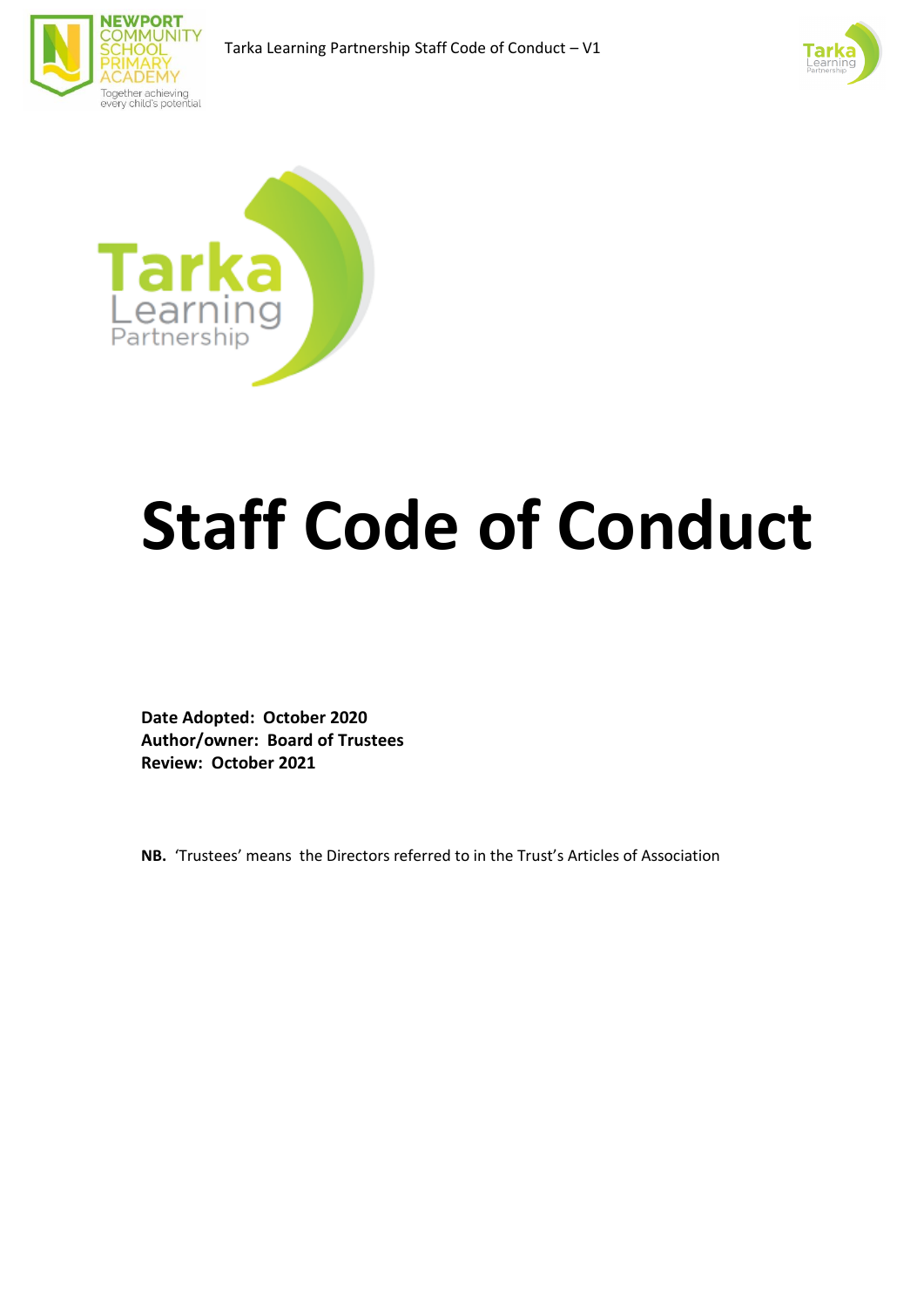# Staff Code of Conduct

**Date Adopted: October 2020**
**Author/owner: Board of Trustees**
**Review: October 2021**

**NB.** 'Trustees' means the Directors referred to in the Trust's Articles of Association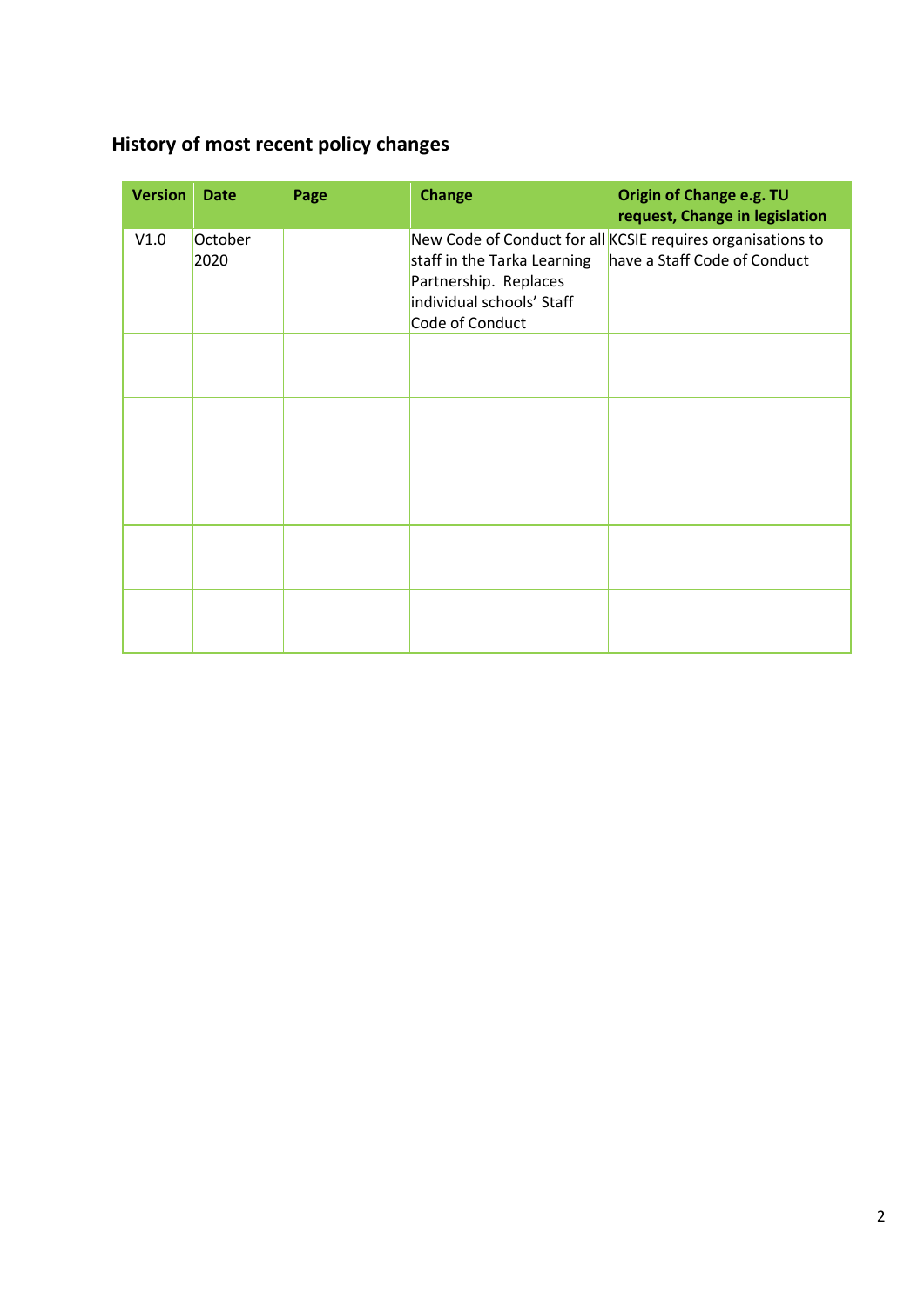## History of most recent policy changes

| Version | Date | Page | Change | Origin of Change e.g. TU request, Change in legislation |
|---|---|---|---|---|
| V1.0 | October 2020 | | New Code of Conduct for all staff in the Tarka Learning Partnership. Replaces individual schools' Staff Code of Conduct | KCSIE requires organisations to have a Staff Code of Conduct |
| | | | | |
| | | | | |
| | | | | |
| | | | | |
| | | | | |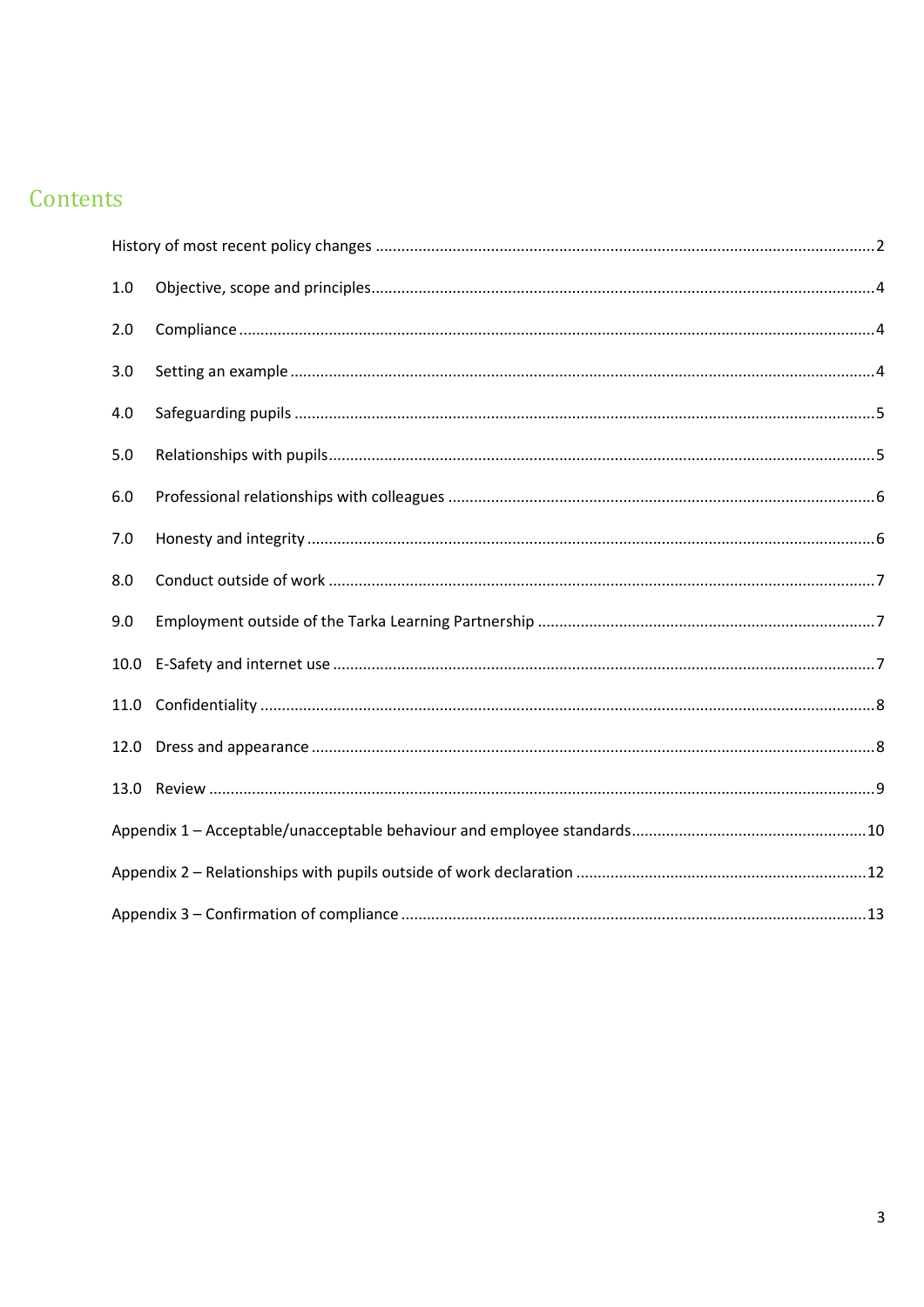# Contents

History of most recent policy changes ........................................................................................................2

1.0 Objective, scope and principles........................................................................................................4

2.0 Compliance ........................................................................................................................................4

3.0 Setting an example ............................................................................................................................4

4.0 Safeguarding pupils ...........................................................................................................................5

5.0 Relationships with pupils...................................................................................................................5

6.0 Professional relationships with colleagues .......................................................................................6

7.0 Honesty and integrity ........................................................................................................................6

8.0 Conduct outside of work ...................................................................................................................7

9.0 Employment outside of the Tarka Learning Partnership ...................................................................7

10.0 E-Safety and internet use ..................................................................................................................7

11.0 Confidentiality ...................................................................................................................................8

12.0 Dress and appearance .......................................................................................................................8

13.0 Review ...............................................................................................................................................9

Appendix 1 – Acceptable/unacceptable behaviour and employee standards.............................................10

Appendix 2 – Relationships with pupils outside of work declaration ..........................................................12

Appendix 3 – Confirmation of compliance ..................................................................................................13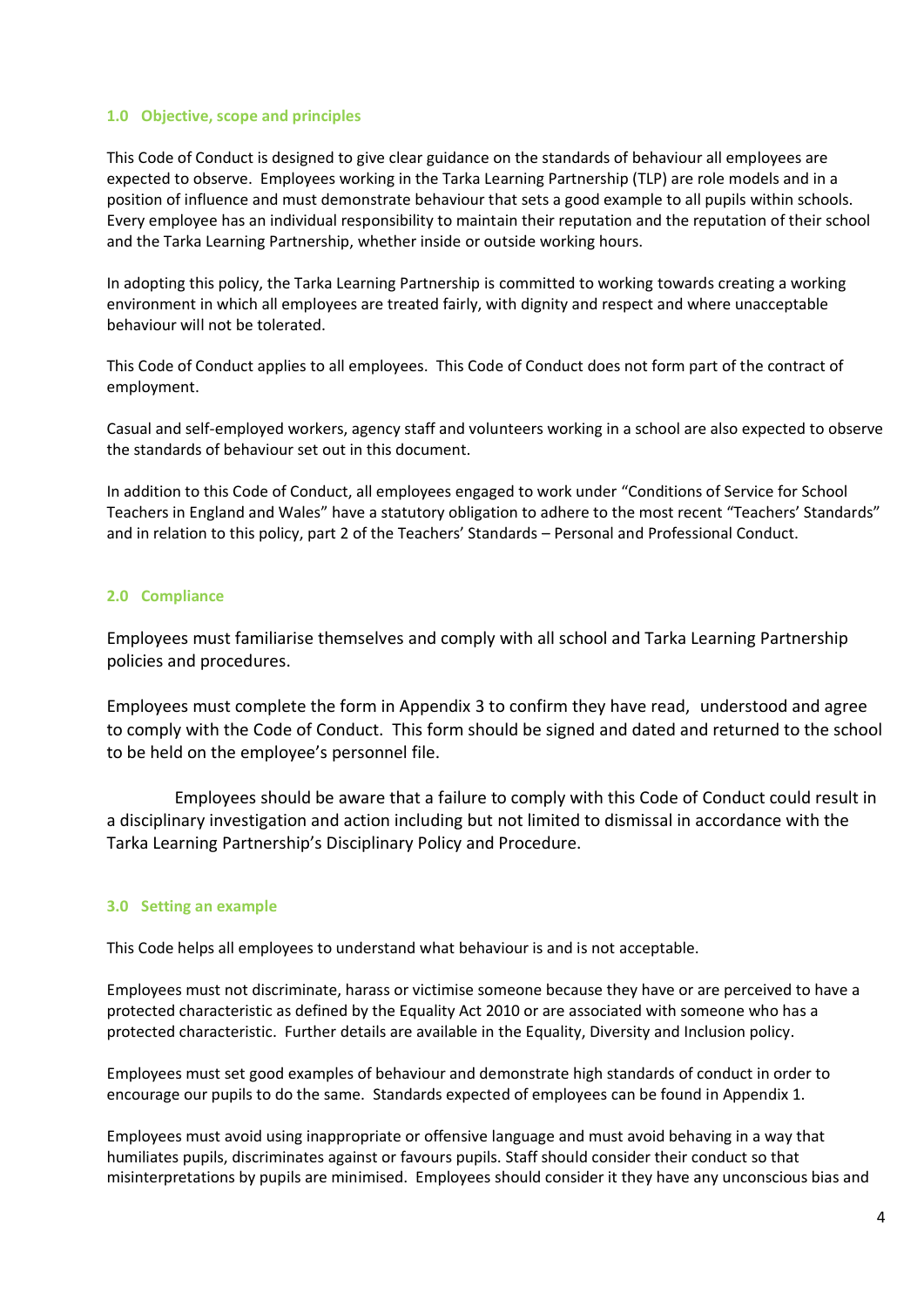### 1.0 Objective, scope and principles

This Code of Conduct is designed to give clear guidance on the standards of behaviour all employees are expected to observe. Employees working in the Tarka Learning Partnership (TLP) are role models and in a position of influence and must demonstrate behaviour that sets a good example to all pupils within schools. Every employee has an individual responsibility to maintain their reputation and the reputation of their school and the Tarka Learning Partnership, whether inside or outside working hours.

In adopting this policy, the Tarka Learning Partnership is committed to working towards creating a working environment in which all employees are treated fairly, with dignity and respect and where unacceptable behaviour will not be tolerated.

This Code of Conduct applies to all employees. This Code of Conduct does not form part of the contract of employment.

Casual and self-employed workers, agency staff and volunteers working in a school are also expected to observe the standards of behaviour set out in this document.

In addition to this Code of Conduct, all employees engaged to work under "Conditions of Service for School Teachers in England and Wales" have a statutory obligation to adhere to the most recent "Teachers' Standards" and in relation to this policy, part 2 of the Teachers' Standards – Personal and Professional Conduct.

### 2.0 Compliance

Employees must familiarise themselves and comply with all school and Tarka Learning Partnership policies and procedures.

Employees must complete the form in Appendix 3 to confirm they have read, understood and agree to comply with the Code of Conduct. This form should be signed and dated and returned to the school to be held on the employee's personnel file.

Employees should be aware that a failure to comply with this Code of Conduct could result in a disciplinary investigation and action including but not limited to dismissal in accordance with the Tarka Learning Partnership's Disciplinary Policy and Procedure.

### 3.0 Setting an example

This Code helps all employees to understand what behaviour is and is not acceptable.

Employees must not discriminate, harass or victimise someone because they have or are perceived to have a protected characteristic as defined by the Equality Act 2010 or are associated with someone who has a protected characteristic. Further details are available in the Equality, Diversity and Inclusion policy.

Employees must set good examples of behaviour and demonstrate high standards of conduct in order to encourage our pupils to do the same. Standards expected of employees can be found in Appendix 1.

Employees must avoid using inappropriate or offensive language and must avoid behaving in a way that humiliates pupils, discriminates against or favours pupils. Staff should consider their conduct so that misinterpretations by pupils are minimised. Employees should consider it they have any unconscious bias and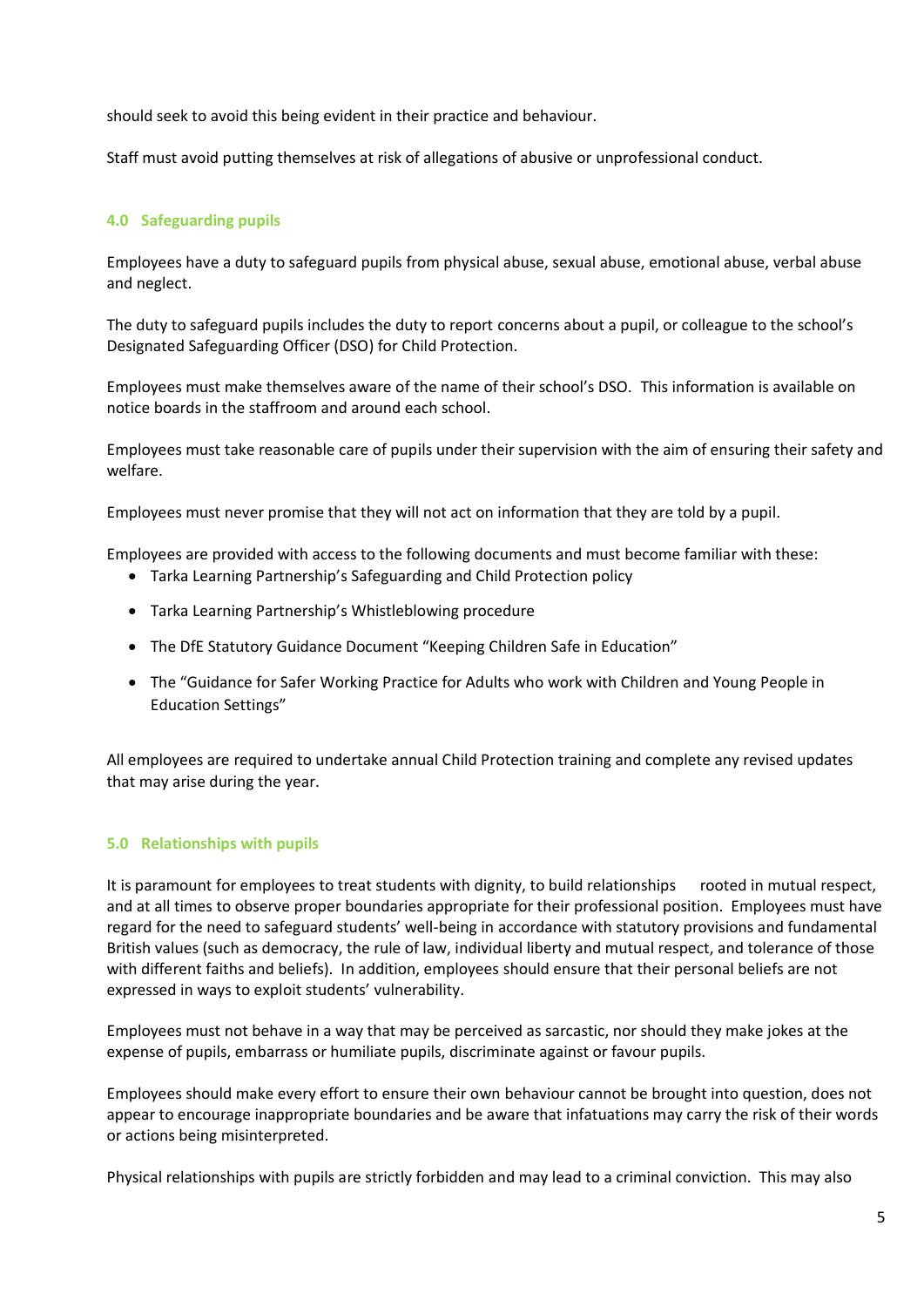should seek to avoid this being evident in their practice and behaviour.

Staff must avoid putting themselves at risk of allegations of abusive or unprofessional conduct.

## 4.0 Safeguarding pupils

Employees have a duty to safeguard pupils from physical abuse, sexual abuse, emotional abuse, verbal abuse and neglect.

The duty to safeguard pupils includes the duty to report concerns about a pupil, or colleague to the school's Designated Safeguarding Officer (DSO) for Child Protection.

Employees must make themselves aware of the name of their school's DSO. This information is available on notice boards in the staffroom and around each school.

Employees must take reasonable care of pupils under their supervision with the aim of ensuring their safety and welfare.

Employees must never promise that they will not act on information that they are told by a pupil.

Employees are provided with access to the following documents and must become familiar with these:

- Tarka Learning Partnership's Safeguarding and Child Protection policy
- Tarka Learning Partnership's Whistleblowing procedure
- The DfE Statutory Guidance Document "Keeping Children Safe in Education"
- The "Guidance for Safer Working Practice for Adults who work with Children and Young People in Education Settings"

All employees are required to undertake annual Child Protection training and complete any revised updates that may arise during the year.

## 5.0 Relationships with pupils

It is paramount for employees to treat students with dignity, to build relationships rooted in mutual respect, and at all times to observe proper boundaries appropriate for their professional position. Employees must have regard for the need to safeguard students' well-being in accordance with statutory provisions and fundamental British values (such as democracy, the rule of law, individual liberty and mutual respect, and tolerance of those with different faiths and beliefs). In addition, employees should ensure that their personal beliefs are not expressed in ways to exploit students' vulnerability.

Employees must not behave in a way that may be perceived as sarcastic, nor should they make jokes at the expense of pupils, embarrass or humiliate pupils, discriminate against or favour pupils.

Employees should make every effort to ensure their own behaviour cannot be brought into question, does not appear to encourage inappropriate boundaries and be aware that infatuations may carry the risk of their words or actions being misinterpreted.

Physical relationships with pupils are strictly forbidden and may lead to a criminal conviction. This may also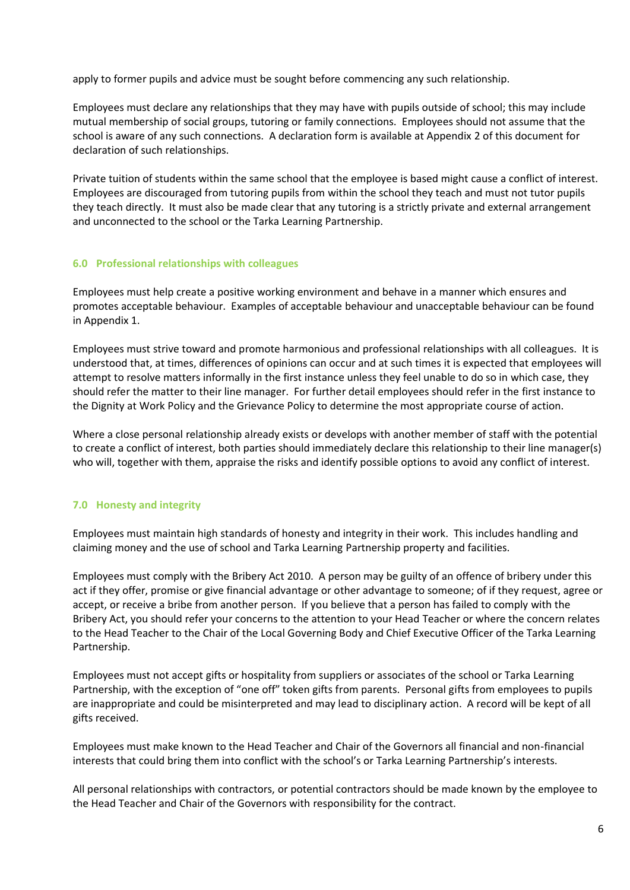apply to former pupils and advice must be sought before commencing any such relationship.

Employees must declare any relationships that they may have with pupils outside of school; this may include mutual membership of social groups, tutoring or family connections. Employees should not assume that the school is aware of any such connections. A declaration form is available at Appendix 2 of this document for declaration of such relationships.

Private tuition of students within the same school that the employee is based might cause a conflict of interest. Employees are discouraged from tutoring pupils from within the school they teach and must not tutor pupils they teach directly. It must also be made clear that any tutoring is a strictly private and external arrangement and unconnected to the school or the Tarka Learning Partnership.

## 6.0 Professional relationships with colleagues

Employees must help create a positive working environment and behave in a manner which ensures and promotes acceptable behaviour. Examples of acceptable behaviour and unacceptable behaviour can be found in Appendix 1.

Employees must strive toward and promote harmonious and professional relationships with all colleagues. It is understood that, at times, differences of opinions can occur and at such times it is expected that employees will attempt to resolve matters informally in the first instance unless they feel unable to do so in which case, they should refer the matter to their line manager. For further detail employees should refer in the first instance to the Dignity at Work Policy and the Grievance Policy to determine the most appropriate course of action.

Where a close personal relationship already exists or develops with another member of staff with the potential to create a conflict of interest, both parties should immediately declare this relationship to their line manager(s) who will, together with them, appraise the risks and identify possible options to avoid any conflict of interest.

## 7.0 Honesty and integrity

Employees must maintain high standards of honesty and integrity in their work. This includes handling and claiming money and the use of school and Tarka Learning Partnership property and facilities.

Employees must comply with the Bribery Act 2010. A person may be guilty of an offence of bribery under this act if they offer, promise or give financial advantage or other advantage to someone; of if they request, agree or accept, or receive a bribe from another person. If you believe that a person has failed to comply with the Bribery Act, you should refer your concerns to the attention to your Head Teacher or where the concern relates to the Head Teacher to the Chair of the Local Governing Body and Chief Executive Officer of the Tarka Learning Partnership.

Employees must not accept gifts or hospitality from suppliers or associates of the school or Tarka Learning Partnership, with the exception of "one off" token gifts from parents. Personal gifts from employees to pupils are inappropriate and could be misinterpreted and may lead to disciplinary action. A record will be kept of all gifts received.

Employees must make known to the Head Teacher and Chair of the Governors all financial and non-financial interests that could bring them into conflict with the school's or Tarka Learning Partnership's interests.

All personal relationships with contractors, or potential contractors should be made known by the employee to the Head Teacher and Chair of the Governors with responsibility for the contract.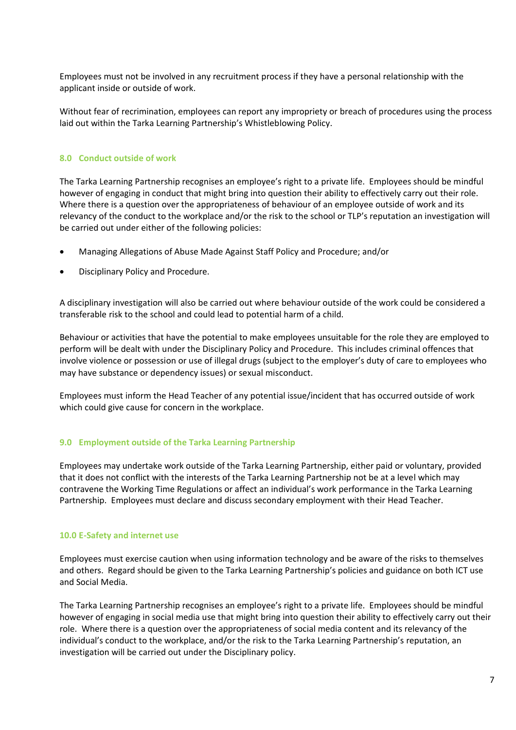Employees must not be involved in any recruitment process if they have a personal relationship with the applicant inside or outside of work.

Without fear of recrimination, employees can report any impropriety or breach of procedures using the process laid out within the Tarka Learning Partnership's Whistleblowing Policy.

### 8.0 Conduct outside of work

The Tarka Learning Partnership recognises an employee's right to a private life. Employees should be mindful however of engaging in conduct that might bring into question their ability to effectively carry out their role. Where there is a question over the appropriateness of behaviour of an employee outside of work and its relevancy of the conduct to the workplace and/or the risk to the school or TLP's reputation an investigation will be carried out under either of the following policies:

- Managing Allegations of Abuse Made Against Staff Policy and Procedure; and/or
- Disciplinary Policy and Procedure.

A disciplinary investigation will also be carried out where behaviour outside of the work could be considered a transferable risk to the school and could lead to potential harm of a child.

Behaviour or activities that have the potential to make employees unsuitable for the role they are employed to perform will be dealt with under the Disciplinary Policy and Procedure. This includes criminal offences that involve violence or possession or use of illegal drugs (subject to the employer's duty of care to employees who may have substance or dependency issues) or sexual misconduct.

Employees must inform the Head Teacher of any potential issue/incident that has occurred outside of work which could give cause for concern in the workplace.

### 9.0 Employment outside of the Tarka Learning Partnership

Employees may undertake work outside of the Tarka Learning Partnership, either paid or voluntary, provided that it does not conflict with the interests of the Tarka Learning Partnership not be at a level which may contravene the Working Time Regulations or affect an individual's work performance in the Tarka Learning Partnership. Employees must declare and discuss secondary employment with their Head Teacher.

### 10.0 E-Safety and internet use

Employees must exercise caution when using information technology and be aware of the risks to themselves and others. Regard should be given to the Tarka Learning Partnership's policies and guidance on both ICT use and Social Media.

The Tarka Learning Partnership recognises an employee's right to a private life. Employees should be mindful however of engaging in social media use that might bring into question their ability to effectively carry out their role. Where there is a question over the appropriateness of social media content and its relevancy of the individual's conduct to the workplace, and/or the risk to the Tarka Learning Partnership's reputation, an investigation will be carried out under the Disciplinary policy.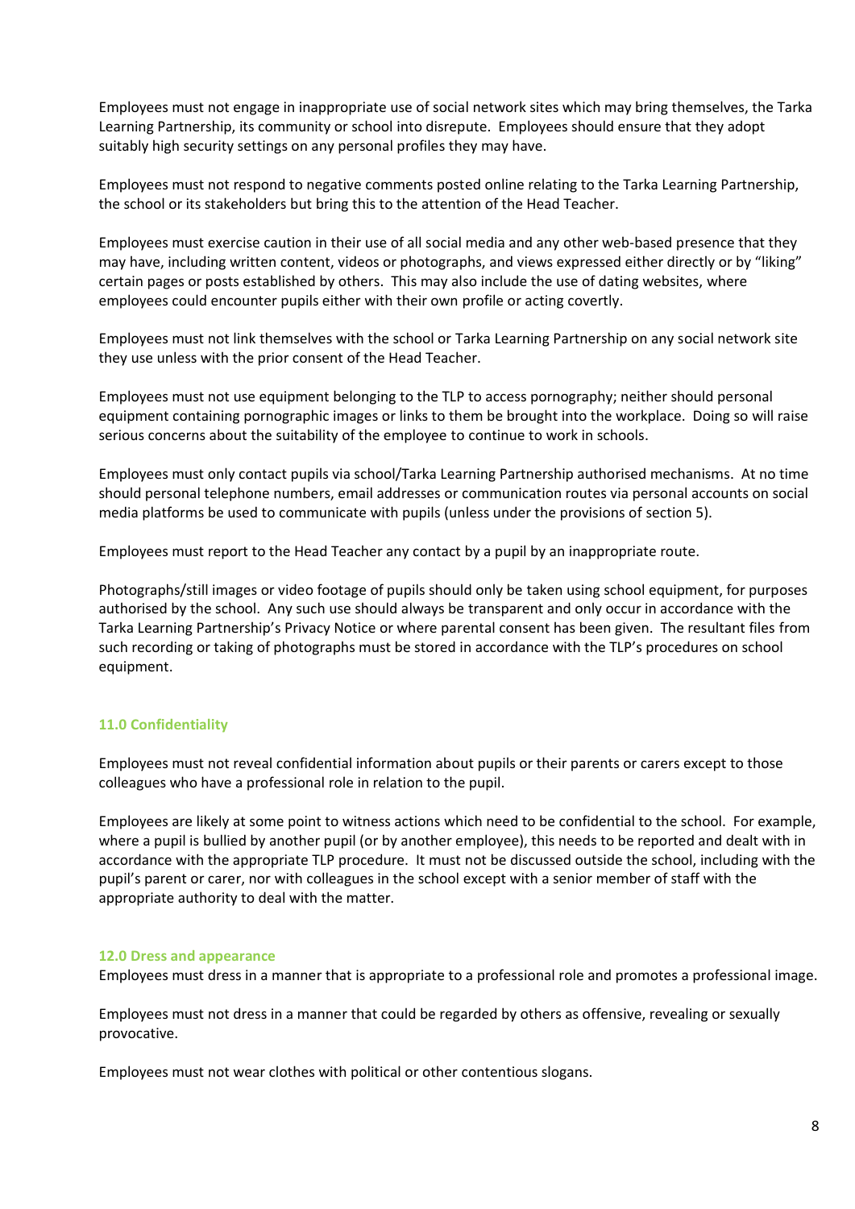Employees must not engage in inappropriate use of social network sites which may bring themselves, the Tarka Learning Partnership, its community or school into disrepute. Employees should ensure that they adopt suitably high security settings on any personal profiles they may have.

Employees must not respond to negative comments posted online relating to the Tarka Learning Partnership, the school or its stakeholders but bring this to the attention of the Head Teacher.

Employees must exercise caution in their use of all social media and any other web-based presence that they may have, including written content, videos or photographs, and views expressed either directly or by "liking" certain pages or posts established by others. This may also include the use of dating websites, where employees could encounter pupils either with their own profile or acting covertly.

Employees must not link themselves with the school or Tarka Learning Partnership on any social network site they use unless with the prior consent of the Head Teacher.

Employees must not use equipment belonging to the TLP to access pornography; neither should personal equipment containing pornographic images or links to them be brought into the workplace. Doing so will raise serious concerns about the suitability of the employee to continue to work in schools.

Employees must only contact pupils via school/Tarka Learning Partnership authorised mechanisms. At no time should personal telephone numbers, email addresses or communication routes via personal accounts on social media platforms be used to communicate with pupils (unless under the provisions of section 5).

Employees must report to the Head Teacher any contact by a pupil by an inappropriate route.

Photographs/still images or video footage of pupils should only be taken using school equipment, for purposes authorised by the school. Any such use should always be transparent and only occur in accordance with the Tarka Learning Partnership's Privacy Notice or where parental consent has been given. The resultant files from such recording or taking of photographs must be stored in accordance with the TLP's procedures on school equipment.

## 11.0 Confidentiality

Employees must not reveal confidential information about pupils or their parents or carers except to those colleagues who have a professional role in relation to the pupil.

Employees are likely at some point to witness actions which need to be confidential to the school. For example, where a pupil is bullied by another pupil (or by another employee), this needs to be reported and dealt with in accordance with the appropriate TLP procedure. It must not be discussed outside the school, including with the pupil's parent or carer, nor with colleagues in the school except with a senior member of staff with the appropriate authority to deal with the matter.

## 12.0 Dress and appearance

Employees must dress in a manner that is appropriate to a professional role and promotes a professional image.

Employees must not dress in a manner that could be regarded by others as offensive, revealing or sexually provocative.

Employees must not wear clothes with political or other contentious slogans.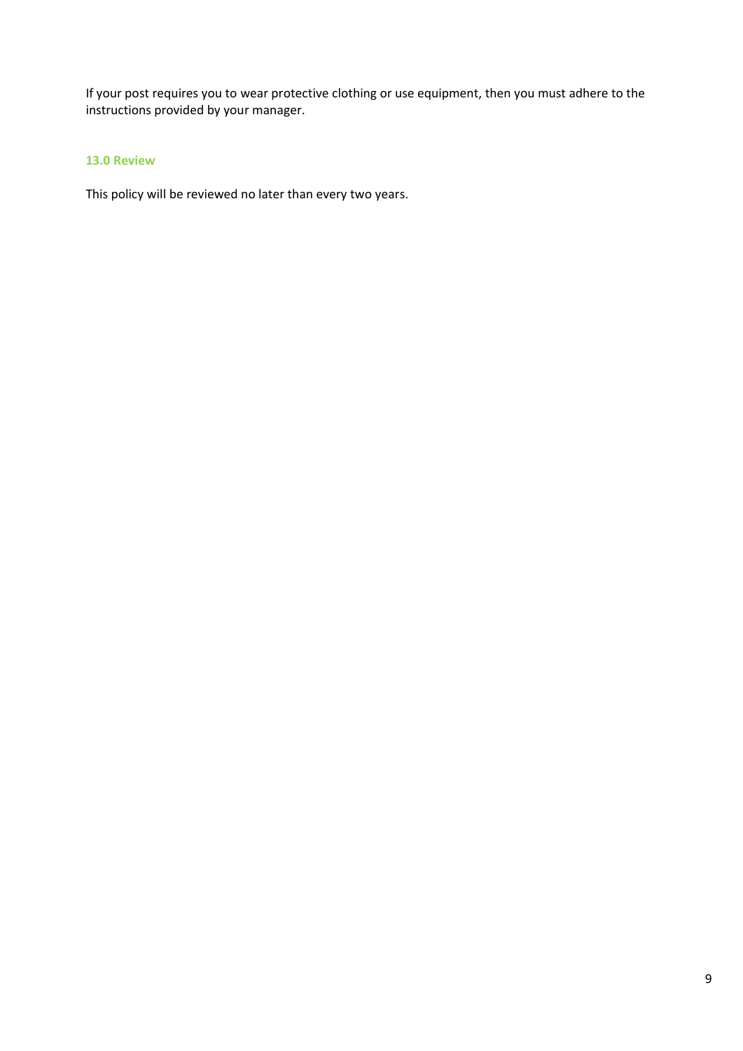If your post requires you to wear protective clothing or use equipment, then you must adhere to the instructions provided by your manager.

### 13.0 Review

This policy will be reviewed no later than every two years.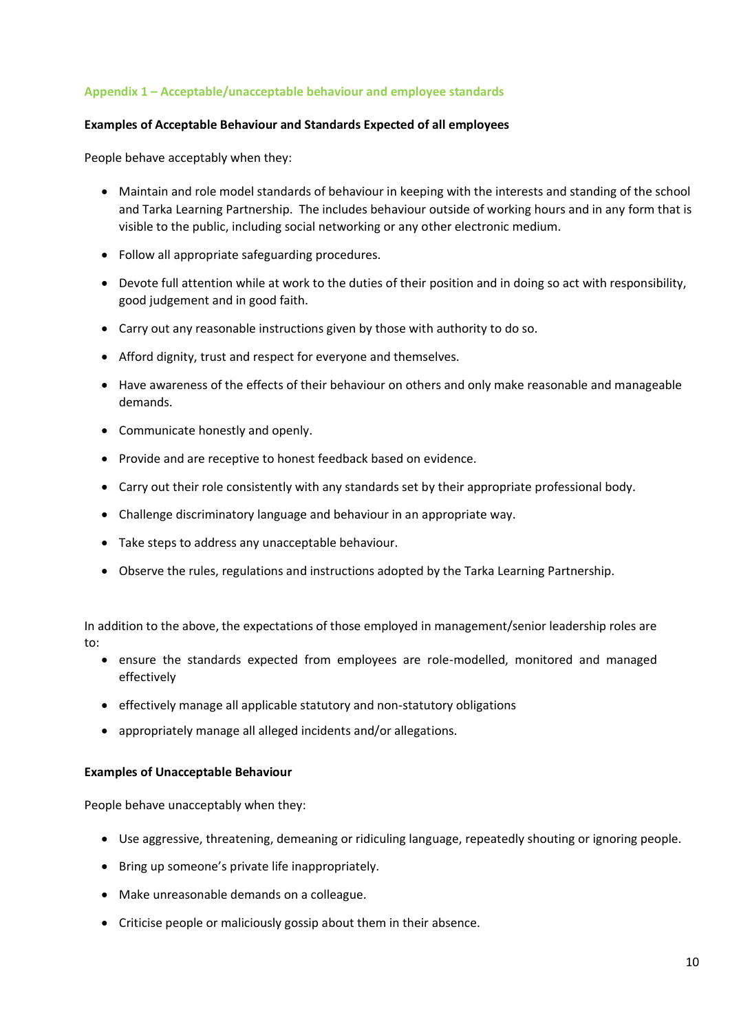## Appendix 1 – Acceptable/unacceptable behaviour and employee standards

**Examples of Acceptable Behaviour and Standards Expected of all employees**

People behave acceptably when they:

- Maintain and role model standards of behaviour in keeping with the interests and standing of the school and Tarka Learning Partnership. The includes behaviour outside of working hours and in any form that is visible to the public, including social networking or any other electronic medium.
- Follow all appropriate safeguarding procedures.
- Devote full attention while at work to the duties of their position and in doing so act with responsibility, good judgement and in good faith.
- Carry out any reasonable instructions given by those with authority to do so.
- Afford dignity, trust and respect for everyone and themselves.
- Have awareness of the effects of their behaviour on others and only make reasonable and manageable demands.
- Communicate honestly and openly.
- Provide and are receptive to honest feedback based on evidence.
- Carry out their role consistently with any standards set by their appropriate professional body.
- Challenge discriminatory language and behaviour in an appropriate way.
- Take steps to address any unacceptable behaviour.
- Observe the rules, regulations and instructions adopted by the Tarka Learning Partnership.

In addition to the above, the expectations of those employed in management/senior leadership roles are to:

- ensure the standards expected from employees are role-modelled, monitored and managed effectively
- effectively manage all applicable statutory and non-statutory obligations
- appropriately manage all alleged incidents and/or allegations.

**Examples of Unacceptable Behaviour**

People behave unacceptably when they:

- Use aggressive, threatening, demeaning or ridiculing language, repeatedly shouting or ignoring people.
- Bring up someone's private life inappropriately.
- Make unreasonable demands on a colleague.
- Criticise people or maliciously gossip about them in their absence.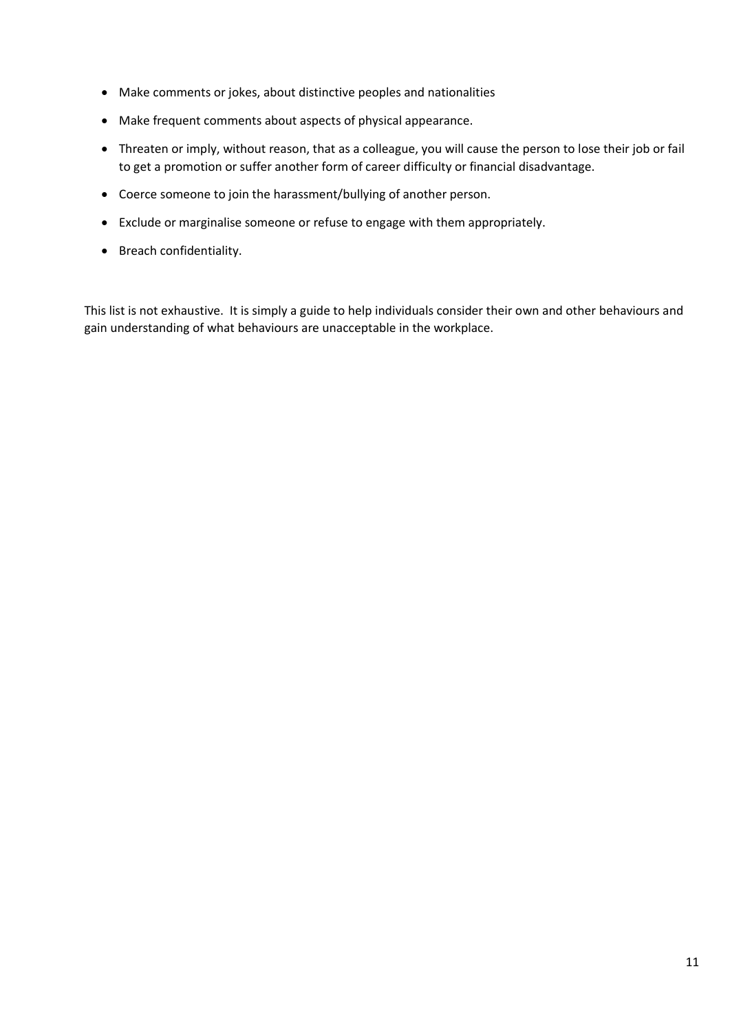- Make comments or jokes, about distinctive peoples and nationalities
- Make frequent comments about aspects of physical appearance.
- Threaten or imply, without reason, that as a colleague, you will cause the person to lose their job or fail to get a promotion or suffer another form of career difficulty or financial disadvantage.
- Coerce someone to join the harassment/bullying of another person.
- Exclude or marginalise someone or refuse to engage with them appropriately.
- Breach confidentiality.

This list is not exhaustive. It is simply a guide to help individuals consider their own and other behaviours and gain understanding of what behaviours are unacceptable in the workplace.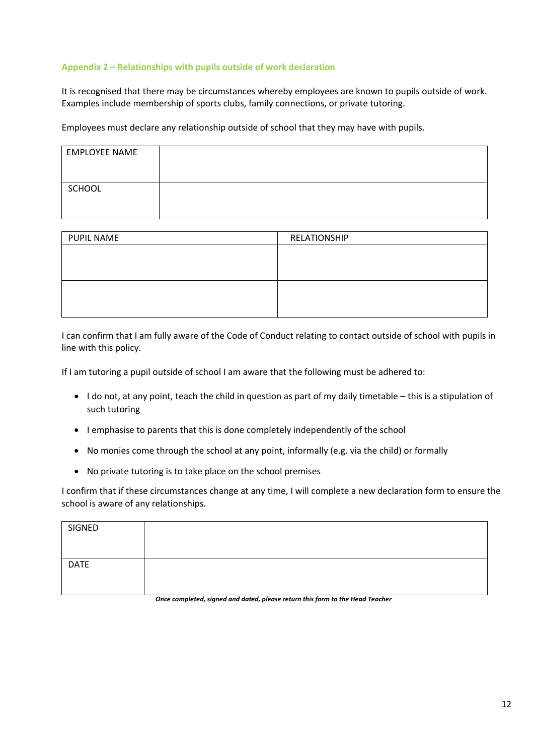### Appendix 2 – Relationships with pupils outside of work declaration

It is recognised that there may be circumstances whereby employees are known to pupils outside of work. Examples include membership of sports clubs, family connections, or private tutoring.

Employees must declare any relationship outside of school that they may have with pupils.

| EMPLOYEE NAME | |
|---|---|
| SCHOOL | |

| PUPIL NAME | RELATIONSHIP |
|---|---|
| | |
| | |

I can confirm that I am fully aware of the Code of Conduct relating to contact outside of school with pupils in line with this policy.

If I am tutoring a pupil outside of school I am aware that the following must be adhered to:

- I do not, at any point, teach the child in question as part of my daily timetable – this is a stipulation of such tutoring
- I emphasise to parents that this is done completely independently of the school
- No monies come through the school at any point, informally (e.g. via the child) or formally
- No private tutoring is to take place on the school premises

I confirm that if these circumstances change at any time, I will complete a new declaration form to ensure the school is aware of any relationships.

| SIGNED | |
|---|---|
| DATE | |

***Once completed, signed and dated, please return this form to the Head Teacher***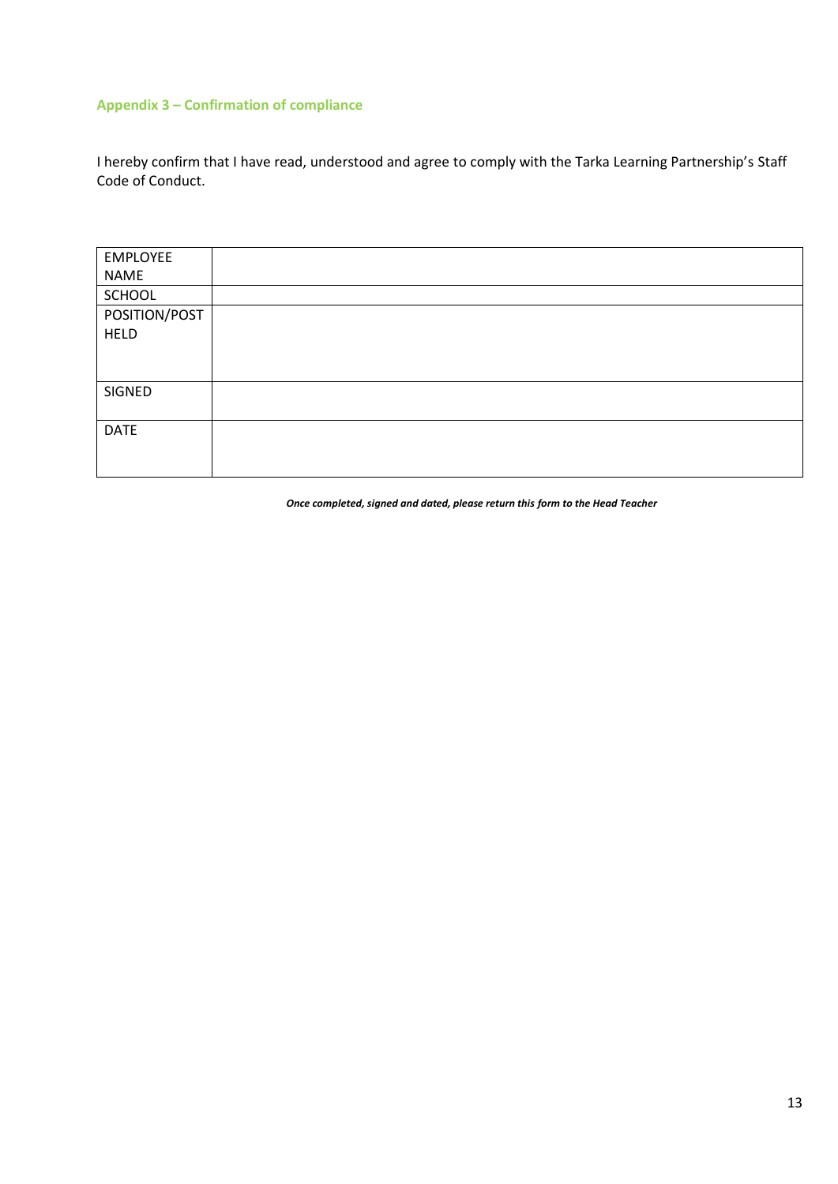## Appendix 3 – Confirmation of compliance

I hereby confirm that I have read, understood and agree to comply with the Tarka Learning Partnership's Staff Code of Conduct.

| | |
|---|---|
| EMPLOYEE NAME | |
| SCHOOL | |
| POSITION/POST HELD | |
| SIGNED | |
| DATE | |

***Once completed, signed and dated, please return this form to the Head Teacher***